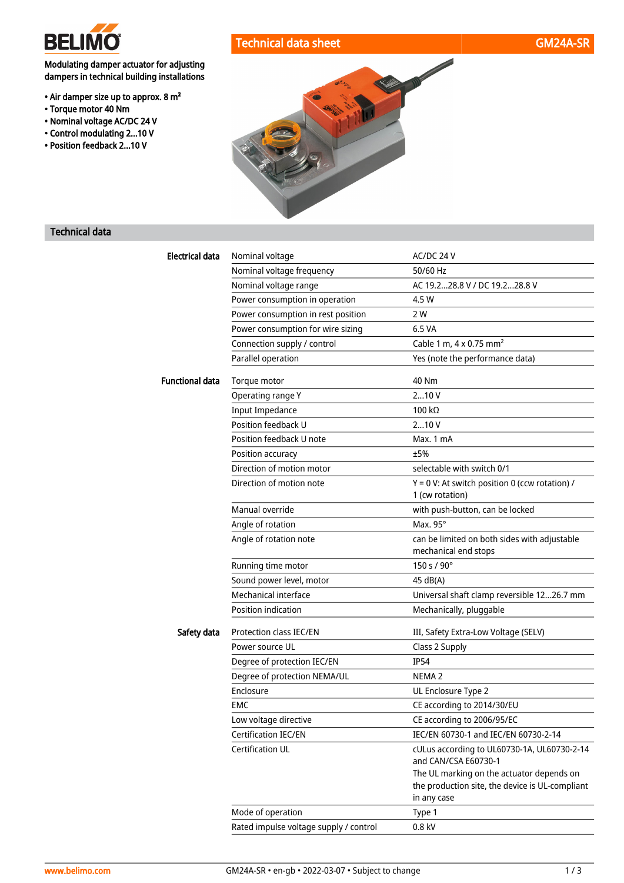BELIMO

# Technical data sheet GM24A-SR

Modulating damper actuator for adjusting dampers in technical building installations

- Air damper size up to approx. 8 m²
- Torque motor 40 Nm
- Nominal voltage AC/DC 24 V
- Control modulating 2...10 V
- Position feedback 2...10 V

## Technical data

| | | |
|---|---|---|
| **Electrical data** | Nominal voltage | AC/DC 24 V |
| | Nominal voltage frequency | 50/60 Hz |
| | Nominal voltage range | AC 19.2...28.8 V / DC 19.2...28.8 V |
| | Power consumption in operation | 4.5 W |
| | Power consumption in rest position | 2 W |
| | Power consumption for wire sizing | 6.5 VA |
| | Connection supply / control | Cable 1 m, 4 x 0.75 mm² |
| | Parallel operation | Yes (note the performance data) |
| **Functional data** | Torque motor | 40 Nm |
| | Operating range Y | 2...10 V |
| | Input Impedance | 100 kΩ |
| | Position feedback U | 2...10 V |
| | Position feedback U note | Max. 1 mA |
| | Position accuracy | ±5% |
| | Direction of motion motor | selectable with switch 0/1 |
| | Direction of motion note | Y = 0 V: At switch position 0 (ccw rotation) / 1 (cw rotation) |
| | Manual override | with push-button, can be locked |
| | Angle of rotation | Max. 95° |
| | Angle of rotation note | can be limited on both sides with adjustable mechanical end stops |
| | Running time motor | 150 s / 90° |
| | Sound power level, motor | 45 dB(A) |
| | Mechanical interface | Universal shaft clamp reversible 12...26.7 mm |
| | Position indication | Mechanically, pluggable |
| **Safety data** | Protection class IEC/EN | III, Safety Extra-Low Voltage (SELV) |
| | Power source UL | Class 2 Supply |
| | Degree of protection IEC/EN | IP54 |
| | Degree of protection NEMA/UL | NEMA 2 |
| | Enclosure | UL Enclosure Type 2 |
| | EMC | CE according to 2014/30/EU |
| | Low voltage directive | CE according to 2006/95/EC |
| | Certification IEC/EN | IEC/EN 60730-1 and IEC/EN 60730-2-14 |
| | Certification UL | cULus according to UL60730-1A, UL60730-2-14 and CAN/CSA E60730-1 The UL marking on the actuator depends on the production site, the device is UL-compliant in any case |
| | Mode of operation | Type 1 |
| | Rated impulse voltage supply / control | 0.8 kV |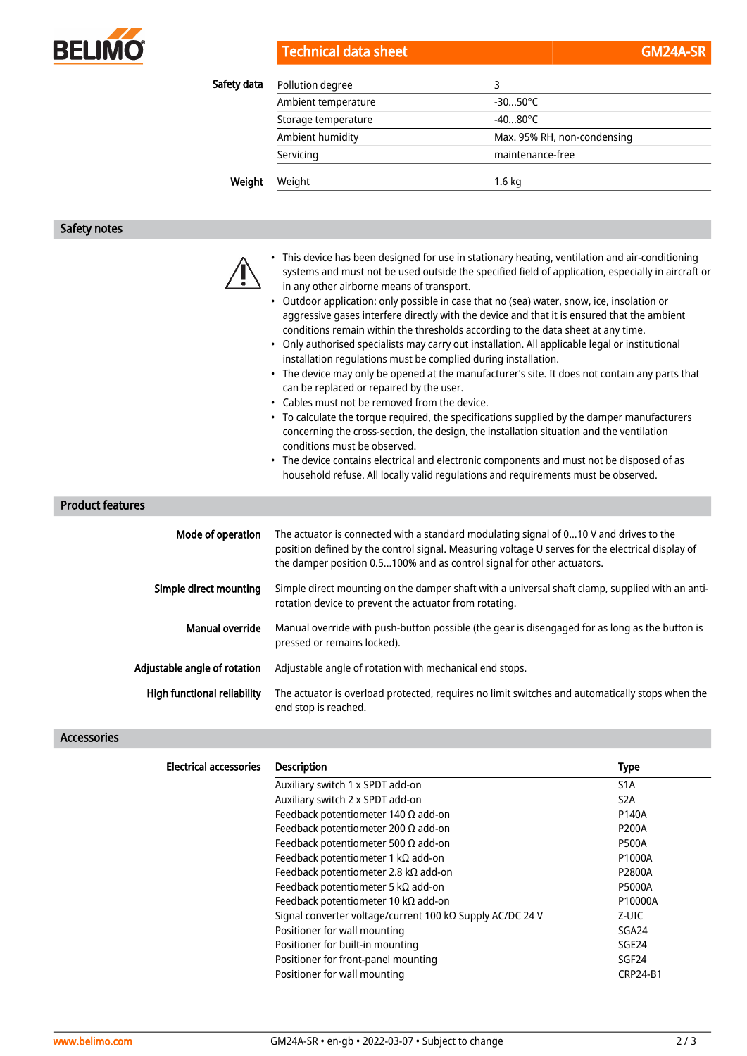| Safety data | | |
|---|---|---|
| | Pollution degree | 3 |
| | Ambient temperature | -30...50°C |
| | Storage temperature | -40...80°C |
| | Ambient humidity | Max. 95% RH, non-condensing |
| | Servicing | maintenance-free |

| Weight | | |
|---|---|---|
| | Weight | 1.6 kg |

## Safety notes

- This device has been designed for use in stationary heating, ventilation and air-conditioning systems and must not be used outside the specified field of application, especially in aircraft or in any other airborne means of transport.
- Outdoor application: only possible in case that no (sea) water, snow, ice, insolation or aggressive gases interfere directly with the device and that it is ensured that the ambient conditions remain within the thresholds according to the data sheet at any time.
- Only authorised specialists may carry out installation. All applicable legal or institutional installation regulations must be complied during installation.
- The device may only be opened at the manufacturer's site. It does not contain any parts that can be replaced or repaired by the user.
- Cables must not be removed from the device.
- To calculate the torque required, the specifications supplied by the damper manufacturers concerning the cross-section, the design, the installation situation and the ventilation conditions must be observed.
- The device contains electrical and electronic components and must not be disposed of as household refuse. All locally valid regulations and requirements must be observed.

## Product features

**Mode of operation**
The actuator is connected with a standard modulating signal of 0...10 V and drives to the position defined by the control signal. Measuring voltage U serves for the electrical display of the damper position 0.5...100% and as control signal for other actuators.

**Simple direct mounting**
Simple direct mounting on the damper shaft with a universal shaft clamp, supplied with an anti-rotation device to prevent the actuator from rotating.

**Manual override**
Manual override with push-button possible (the gear is disengaged for as long as the button is pressed or remains locked).

**Adjustable angle of rotation**
Adjustable angle of rotation with mechanical end stops.

**High functional reliability**
The actuator is overload protected, requires no limit switches and automatically stops when the end stop is reached.

## Accessories

**Electrical accessories**

| Description | Type |
|---|---|
| Auxiliary switch 1 x SPDT add-on | S1A |
| Auxiliary switch 2 x SPDT add-on | S2A |
| Feedback potentiometer 140 Ω add-on | P140A |
| Feedback potentiometer 200 Ω add-on | P200A |
| Feedback potentiometer 500 Ω add-on | P500A |
| Feedback potentiometer 1 kΩ add-on | P1000A |
| Feedback potentiometer 2.8 kΩ add-on | P2800A |
| Feedback potentiometer 5 kΩ add-on | P5000A |
| Feedback potentiometer 10 kΩ add-on | P10000A |
| Signal converter voltage/current 100 kΩ Supply AC/DC 24 V | Z-UIC |
| Positioner for wall mounting | SGA24 |
| Positioner for built-in mounting | SGE24 |
| Positioner for front-panel mounting | SGF24 |
| Positioner for wall mounting | CRP24-B1 |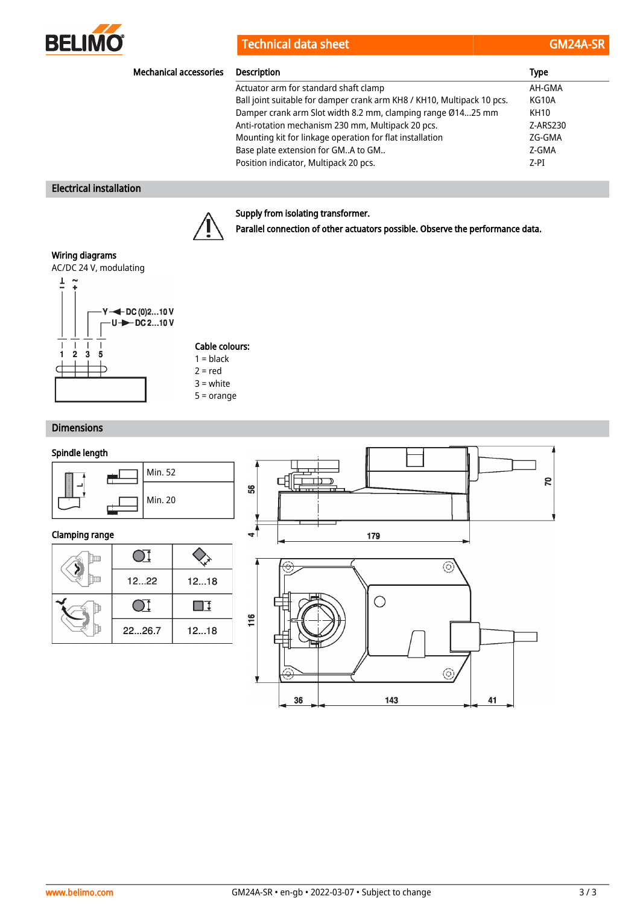## Mechanical accessories

| Description | Type |
|---|---|
| Actuator arm for standard shaft clamp | AH-GMA |
| Ball joint suitable for damper crank arm KH8 / KH10, Multipack 10 pcs. | KG10A |
| Damper crank arm Slot width 8.2 mm, clamping range Ø14...25 mm | KH10 |
| Anti-rotation mechanism 230 mm, Multipack 20 pcs. | Z-ARS230 |
| Mounting kit for linkage operation for flat installation | ZG-GMA |
| Base plate extension for GM..A to GM.. | Z-GMA |
| Position indicator, Multipack 20 pcs. | Z-PI |

## Electrical installation

**Supply from isolating transformer.**

**Parallel connection of other actuators possible. Observe the performance data.**

### Wiring diagrams

AC/DC 24 V, modulating

⊥ – ~ +

Y ◄ DC (0)2...10 V

U ► DC 2...10 V

1 2 3 5

**Cable colours:**

1 = black
2 = red
3 = white
5 = orange

## Dimensions

### Spindle length

| | |
|---|---|
| L | Min. 52 |
| | Min. 20 |

### Clamping range

| | ● | ◆ |
|---|---|---|
| | 12...22 | 12...18 |
| | 22...26.7 | 12...18 |

56

4

179

70

116

36

143

41